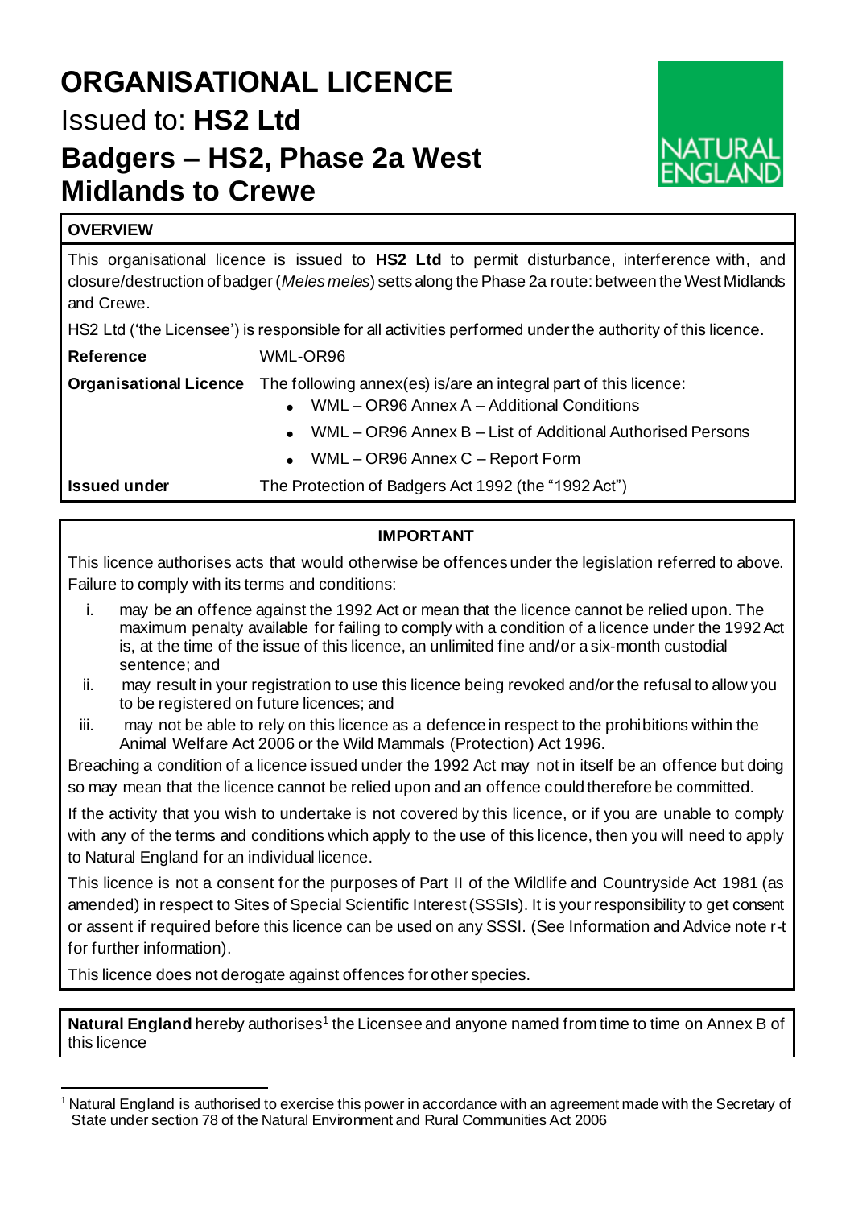# ORGANISATIONAL LICENCE

## Issued to: **HS2 Ltd**

## Badgers – HS2, Phase 2a West Midlands to Crewe

| **OVERVIEW** | |
|---|---|
| This organisational licence is issued to **HS2 Ltd** to permit disturbance, interference with, and closure/destruction of badger (*Meles meles*) setts along the Phase 2a route: between the West Midlands and Crewe. | |
| HS2 Ltd ('the Licensee') is responsible for all activities performed under the authority of this licence. | |
| **Reference** | WML-OR96 |
| **Organisational Licence** | The following annex(es) is/are an integral part of this licence:<br>• WML – OR96 Annex A – Additional Conditions<br>• WML – OR96 Annex B – List of Additional Authorised Persons<br>• WML – OR96 Annex C – Report Form |
| **Issued under** | The Protection of Badgers Act 1992 (the "1992 Act") |

**IMPORTANT**

This licence authorises acts that would otherwise be offences under the legislation referred to above. Failure to comply with its terms and conditions:

i. may be an offence against the 1992 Act or mean that the licence cannot be relied upon. The maximum penalty available for failing to comply with a condition of a licence under the 1992 Act is, at the time of the issue of this licence, an unlimited fine and/or a six-month custodial sentence; and

ii. may result in your registration to use this licence being revoked and/or the refusal to allow you to be registered on future licences; and

iii. may not be able to rely on this licence as a defence in respect to the prohibitions within the Animal Welfare Act 2006 or the Wild Mammals (Protection) Act 1996.

Breaching a condition of a licence issued under the 1992 Act may not in itself be an offence but doing so may mean that the licence cannot be relied upon and an offence could therefore be committed.

If the activity that you wish to undertake is not covered by this licence, or if you are unable to comply with any of the terms and conditions which apply to the use of this licence, then you will need to apply to Natural England for an individual licence.

This licence is not a consent for the purposes of Part II of the Wildlife and Countryside Act 1981 (as amended) in respect to Sites of Special Scientific Interest (SSSIs). It is your responsibility to get consent or assent if required before this licence can be used on any SSSI. (See Information and Advice note r-t for further information).

This licence does not derogate against offences for other species.

**Natural England** hereby authorises[1] the Licensee and anyone named from time to time on Annex B of this licence

[1] Natural England is authorised to exercise this power in accordance with an agreement made with the Secretary of State under section 78 of the Natural Environment and Rural Communities Act 2006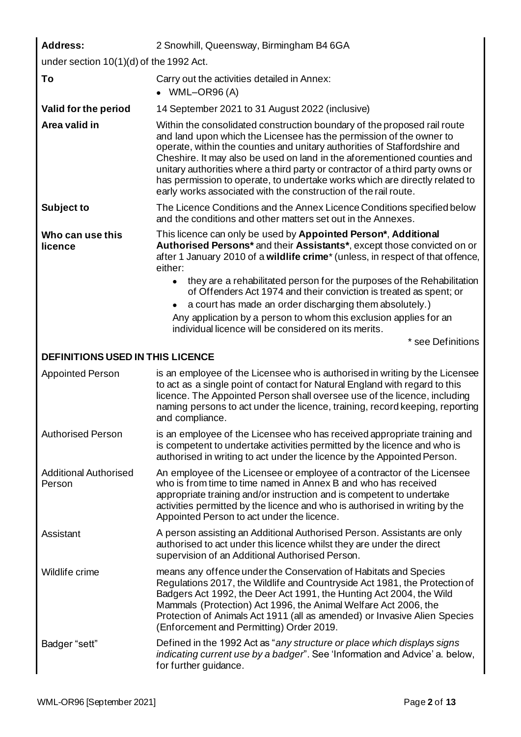| | |
|---|---|
| **Address:** | 2 Snowhill, Queensway, Birmingham B4 6GA |

under section 10(1)(d) of the 1992 Act.

| | |
|---|---|
| **To** | Carry out the activities detailed in Annex:<br>• WML–OR96 (A) |
| **Valid for the period** | 14 September 2021 to 31 August 2022 (inclusive) |
| **Area valid in** | Within the consolidated construction boundary of the proposed rail route and land upon which the Licensee has the permission of the owner to operate, within the counties and unitary authorities of Staffordshire and Cheshire. It may also be used on land in the aforementioned counties and unitary authorities where a third party or contractor of a third party owns or has permission to operate, to undertake works which are directly related to early works associated with the construction of the rail route. |
| **Subject to** | The Licence Conditions and the Annex Licence Conditions specified below and the conditions and other matters set out in the Annexes. |
| **Who can use this licence** | This licence can only be used by **Appointed Person***, **Additional Authorised Persons*** and their **Assistants***, except those convicted on or after 1 January 2010 of a **wildlife crime*** (unless, in respect of that offence, either:<br>• they are a rehabilitated person for the purposes of the Rehabilitation of Offenders Act 1974 and their conviction is treated as spent; or<br>• a court has made an order discharging them absolutely.)<br>Any application by a person to whom this exclusion applies for an individual licence will be considered on its merits.<br>* see Definitions |

## DEFINITIONS USED IN THIS LICENCE

| | |
|---|---|
| Appointed Person | is an employee of the Licensee who is authorised in writing by the Licensee to act as a single point of contact for Natural England with regard to this licence. The Appointed Person shall oversee use of the licence, including naming persons to act under the licence, training, record keeping, reporting and compliance. |
| Authorised Person | is an employee of the Licensee who has received appropriate training and is competent to undertake activities permitted by the licence and who is authorised in writing to act under the licence by the Appointed Person. |
| Additional Authorised Person | An employee of the Licensee or employee of a contractor of the Licensee who is from time to time named in Annex B and who has received appropriate training and/or instruction and is competent to undertake activities permitted by the licence and who is authorised in writing by the Appointed Person to act under the licence. |
| Assistant | A person assisting an Additional Authorised Person. Assistants are only authorised to act under this licence whilst they are under the direct supervision of an Additional Authorised Person. |
| Wildlife crime | means any offence under the Conservation of Habitats and Species Regulations 2017, the Wildlife and Countryside Act 1981, the Protection of Badgers Act 1992, the Deer Act 1991, the Hunting Act 2004, the Wild Mammals (Protection) Act 1996, the Animal Welfare Act 2006, the Protection of Animals Act 1911 (all as amended) or Invasive Alien Species (Enforcement and Permitting) Order 2019. |
| Badger "sett" | Defined in the 1992 Act as "*any structure or place which displays signs indicating current use by a badger*". See 'Information and Advice' a. below, for further guidance. |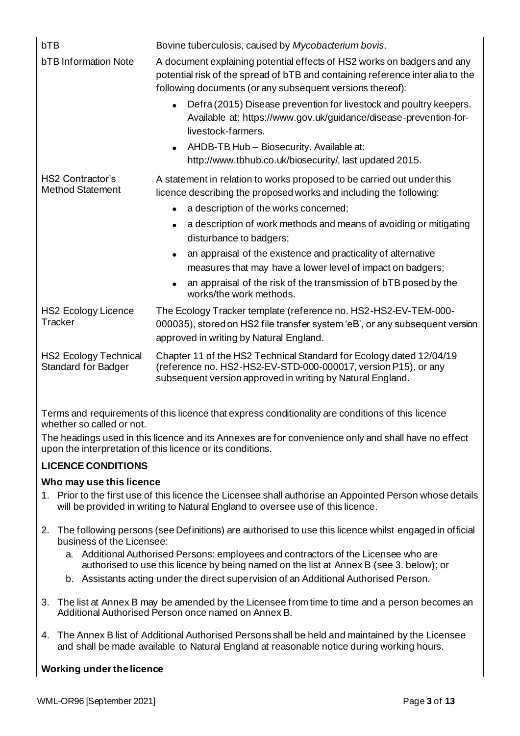| | |
|---|---|
| bTB | Bovine tuberculosis, caused by *Mycobacterium bovis*. |
| bTB Information Note | A document explaining potential effects of HS2 works on badgers and any potential risk of the spread of bTB and containing reference inter alia to the following documents (or any subsequent versions thereof):<br>• Defra (2015) Disease prevention for livestock and poultry keepers. Available at: https://www.gov.uk/guidance/disease-prevention-for-livestock-farmers.<br>• AHDB-TB Hub – Biosecurity. Available at: http://www.tbhub.co.uk/biosecurity/, last updated 2015. |
| HS2 Contractor's Method Statement | A statement in relation to works proposed to be carried out under this licence describing the proposed works and including the following:<br>• a description of the works concerned;<br>• a description of work methods and means of avoiding or mitigating disturbance to badgers;<br>• an appraisal of the existence and practicality of alternative measures that may have a lower level of impact on badgers;<br>• an appraisal of the risk of the transmission of bTB posed by the works/the work methods. |
| HS2 Ecology Licence Tracker | The Ecology Tracker template (reference no. HS2-HS2-EV-TEM-000-000035), stored on HS2 file transfer system 'eB', or any subsequent version approved in writing by Natural England. |
| HS2 Ecology Technical Standard for Badger | Chapter 11 of the HS2 Technical Standard for Ecology dated 12/04/19 (reference no. HS2-HS2-EV-STD-000-000017, version P15), or any subsequent version approved in writing by Natural England. |

Terms and requirements of this licence that express conditionality are conditions of this licence whether so called or not.

The headings used in this licence and its Annexes are for convenience only and shall have no effect upon the interpretation of this licence or its conditions.

## LICENCE CONDITIONS

### Who may use this licence

1. Prior to the first use of this licence the Licensee shall authorise an Appointed Person whose details will be provided in writing to Natural England to oversee use of this licence.

2. The following persons (see Definitions) are authorised to use this licence whilst engaged in official business of the Licensee:
   a. Additional Authorised Persons: employees and contractors of the Licensee who are authorised to use this licence by being named on the list at Annex B (see 3. below); or
   b. Assistants acting under the direct supervision of an Additional Authorised Person.

3. The list at Annex B may be amended by the Licensee from time to time and a person becomes an Additional Authorised Person once named on Annex B.

4. The Annex B list of Additional Authorised Persons shall be held and maintained by the Licensee and shall be made available to Natural England at reasonable notice during working hours.

### Working under the licence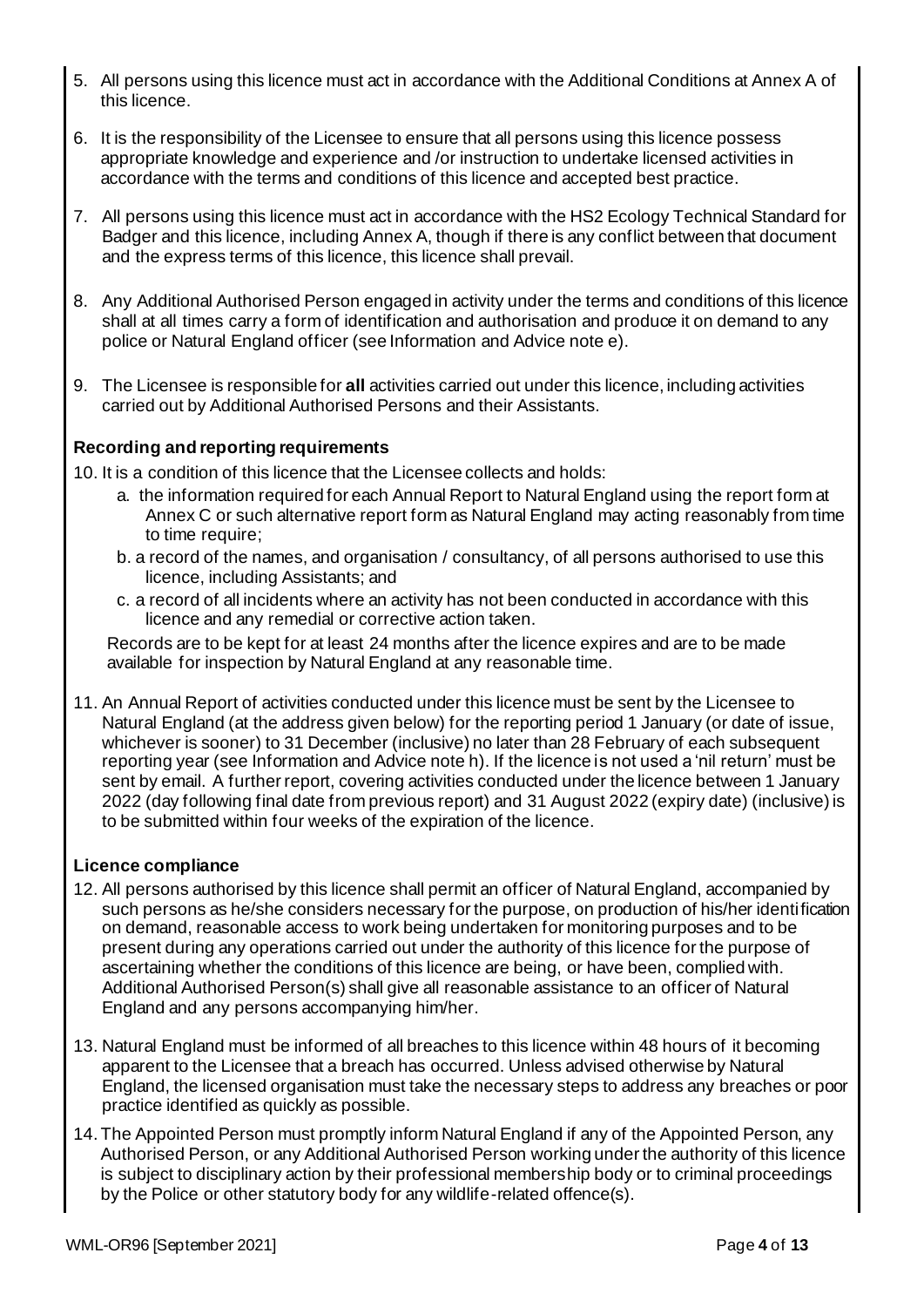5. All persons using this licence must act in accordance with the Additional Conditions at Annex A of this licence.

6. It is the responsibility of the Licensee to ensure that all persons using this licence possess appropriate knowledge and experience and /or instruction to undertake licensed activities in accordance with the terms and conditions of this licence and accepted best practice.

7. All persons using this licence must act in accordance with the HS2 Ecology Technical Standard for Badger and this licence, including Annex A, though if there is any conflict between that document and the express terms of this licence, this licence shall prevail.

8. Any Additional Authorised Person engaged in activity under the terms and conditions of this licence shall at all times carry a form of identification and authorisation and produce it on demand to any police or Natural England officer (see Information and Advice note e).

9. The Licensee is responsible for **all** activities carried out under this licence, including activities carried out by Additional Authorised Persons and their Assistants.

**Recording and reporting requirements**

10. It is a condition of this licence that the Licensee collects and holds:
    a. the information required for each Annual Report to Natural England using the report form at Annex C or such alternative report form as Natural England may acting reasonably from time to time require;
    b. a record of the names, and organisation / consultancy, of all persons authorised to use this licence, including Assistants; and
    c. a record of all incidents where an activity has not been conducted in accordance with this licence and any remedial or corrective action taken.

    Records are to be kept for at least 24 months after the licence expires and are to be made available for inspection by Natural England at any reasonable time.

11. An Annual Report of activities conducted under this licence must be sent by the Licensee to Natural England (at the address given below) for the reporting period 1 January (or date of issue, whichever is sooner) to 31 December (inclusive) no later than 28 February of each subsequent reporting year (see Information and Advice note h). If the licence is not used a 'nil return' must be sent by email. A further report, covering activities conducted under the licence between 1 January 2022 (day following final date from previous report) and 31 August 2022 (expiry date) (inclusive) is to be submitted within four weeks of the expiration of the licence.

**Licence compliance**

12. All persons authorised by this licence shall permit an officer of Natural England, accompanied by such persons as he/she considers necessary for the purpose, on production of his/her identification on demand, reasonable access to work being undertaken for monitoring purposes and to be present during any operations carried out under the authority of this licence for the purpose of ascertaining whether the conditions of this licence are being, or have been, complied with. Additional Authorised Person(s) shall give all reasonable assistance to an officer of Natural England and any persons accompanying him/her.

13. Natural England must be informed of all breaches to this licence within 48 hours of it becoming apparent to the Licensee that a breach has occurred. Unless advised otherwise by Natural England, the licensed organisation must take the necessary steps to address any breaches or poor practice identified as quickly as possible.

14. The Appointed Person must promptly inform Natural England if any of the Appointed Person, any Authorised Person, or any Additional Authorised Person working under the authority of this licence is subject to disciplinary action by their professional membership body or to criminal proceedings by the Police or other statutory body for any wildlife-related offence(s).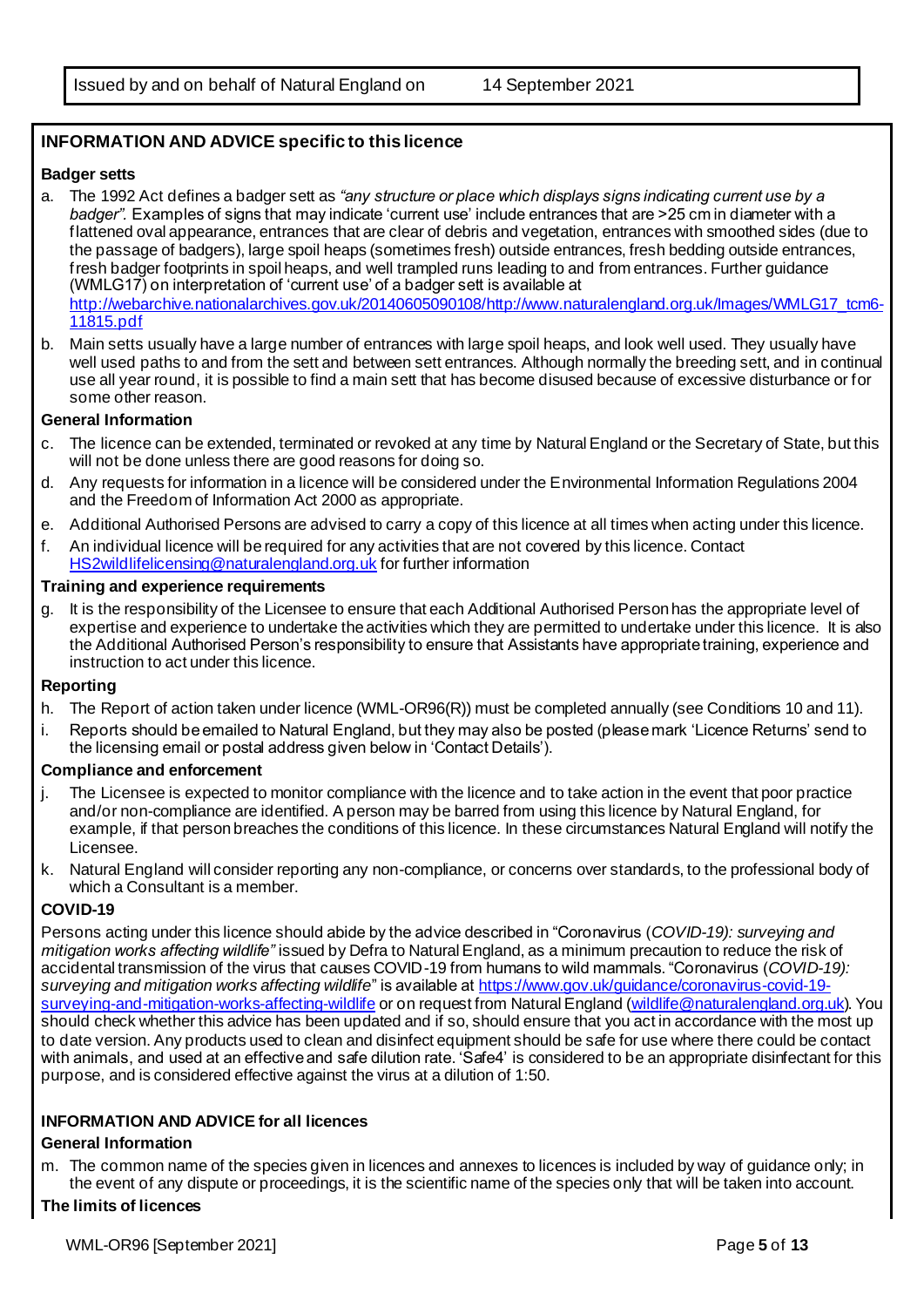Issued by and on behalf of Natural England on 14 September 2021

## INFORMATION AND ADVICE specific to this licence

### Badger setts

a. The 1992 Act defines a badger sett as *"any structure or place which displays signs indicating current use by a badger".* Examples of signs that may indicate 'current use' include entrances that are >25 cm in diameter with a flattened oval appearance, entrances that are clear of debris and vegetation, entrances with smoothed sides (due to the passage of badgers), large spoil heaps (sometimes fresh) outside entrances, fresh bedding outside entrances, fresh badger footprints in spoil heaps, and well trampled runs leading to and from entrances. Further guidance (WMLG17) on interpretation of 'current use' of a badger sett is available at http://webarchive.nationalarchives.gov.uk/20140605090108/http://www.naturalengland.org.uk/Images/WMLG17_tcm6-11815.pdf

b. Main setts usually have a large number of entrances with large spoil heaps, and look well used. They usually have well used paths to and from the sett and between sett entrances. Although normally the breeding sett, and in continual use all year round, it is possible to find a main sett that has become disused because of excessive disturbance or for some other reason.

### General Information

c. The licence can be extended, terminated or revoked at any time by Natural England or the Secretary of State, but this will not be done unless there are good reasons for doing so.

d. Any requests for information in a licence will be considered under the Environmental Information Regulations 2004 and the Freedom of Information Act 2000 as appropriate.

e. Additional Authorised Persons are advised to carry a copy of this licence at all times when acting under this licence.

f. An individual licence will be required for any activities that are not covered by this licence. Contact HS2wildlifelicensing@naturalengland.org.uk for further information

### Training and experience requirements

g. It is the responsibility of the Licensee to ensure that each Additional Authorised Person has the appropriate level of expertise and experience to undertake the activities which they are permitted to undertake under this licence. It is also the Additional Authorised Person's responsibility to ensure that Assistants have appropriate training, experience and instruction to act under this licence.

### Reporting

h. The Report of action taken under licence (WML-OR96(R)) must be completed annually (see Conditions 10 and 11).

i. Reports should be emailed to Natural England, but they may also be posted (please mark 'Licence Returns' send to the licensing email or postal address given below in 'Contact Details').

### Compliance and enforcement

j. The Licensee is expected to monitor compliance with the licence and to take action in the event that poor practice and/or non-compliance are identified. A person may be barred from using this licence by Natural England, for example, if that person breaches the conditions of this licence. In these circumstances Natural England will notify the Licensee.

k. Natural England will consider reporting any non-compliance, or concerns over standards, to the professional body of which a Consultant is a member.

### COVID-19

Persons acting under this licence should abide by the advice described in "Coronavirus (*COVID-19): surveying and mitigation works affecting wildlife"* issued by Defra to Natural England, as a minimum precaution to reduce the risk of accidental transmission of the virus that causes COVID-19 from humans to wild mammals. "Coronavirus (*COVID-19): surveying and mitigation works affecting wildlife*" is available at https://www.gov.uk/guidance/coronavirus-covid-19-surveying-and-mitigation-works-affecting-wildlife or on request from Natural England (wildlife@naturalengland.org.uk). You should check whether this advice has been updated and if so, should ensure that you act in accordance with the most up to date version. Any products used to clean and disinfect equipment should be safe for use where there could be contact with animals, and used at an effective and safe dilution rate. 'Safe4' is considered to be an appropriate disinfectant for this purpose, and is considered effective against the virus at a dilution of 1:50.

## INFORMATION AND ADVICE for all licences

### General Information

m. The common name of the species given in licences and annexes to licences is included by way of guidance only; in the event of any dispute or proceedings, it is the scientific name of the species only that will be taken into account.

### The limits of licences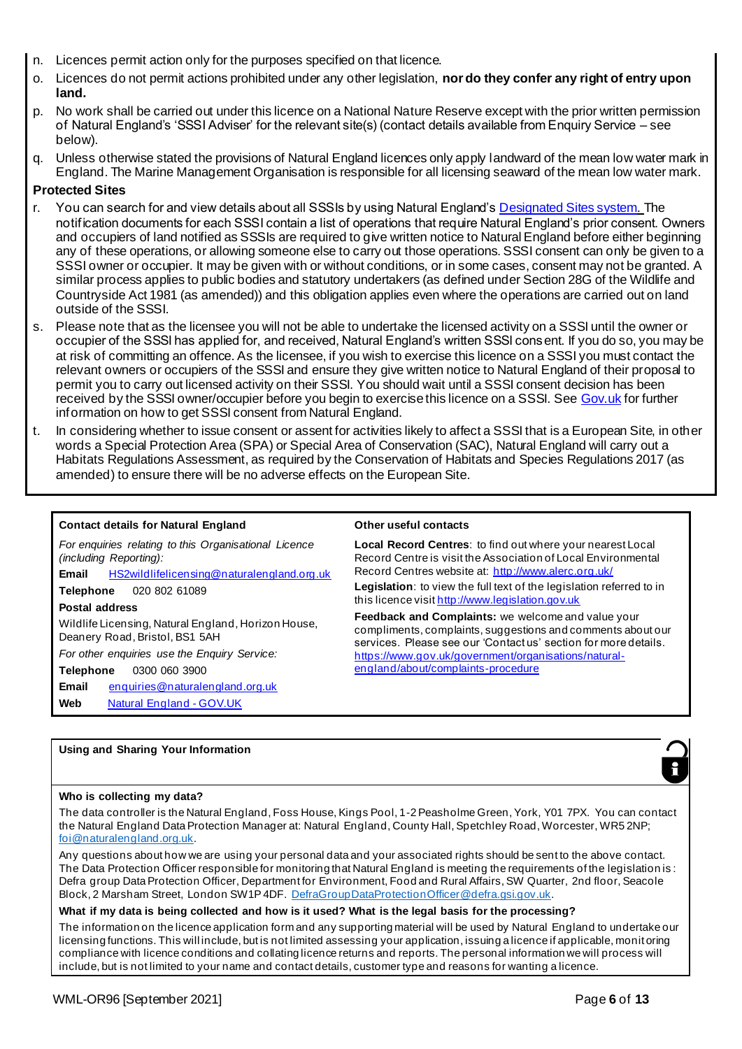n. Licences permit action only for the purposes specified on that licence.

o. Licences do not permit actions prohibited under any other legislation, **nor do they confer any right of entry upon land.**

p. No work shall be carried out under this licence on a National Nature Reserve except with the prior written permission of Natural England's 'SSSI Adviser' for the relevant site(s) (contact details available from Enquiry Service – see below).

q. Unless otherwise stated the provisions of Natural England licences only apply landward of the mean low water mark in England. The Marine Management Organisation is responsible for all licensing seaward of the mean low water mark.

**Protected Sites**

r. You can search for and view details about all SSSIs by using Natural England's Designated Sites system. The notification documents for each SSSI contain a list of operations that require Natural England's prior consent. Owners and occupiers of land notified as SSSIs are required to give written notice to Natural England before either beginning any of these operations, or allowing someone else to carry out those operations. SSSI consent can only be given to a SSSI owner or occupier. It may be given with or without conditions, or in some cases, consent may not be granted. A similar process applies to public bodies and statutory undertakers (as defined under Section 28G of the Wildlife and Countryside Act 1981 (as amended)) and this obligation applies even where the operations are carried out on land outside of the SSSI.

s. Please note that as the licensee you will not be able to undertake the licensed activity on a SSSI until the owner or occupier of the SSSI has applied for, and received, Natural England's written SSSI consent. If you do so, you may be at risk of committing an offence. As the licensee, if you wish to exercise this licence on a SSSI you must contact the relevant owners or occupiers of the SSSI and ensure they give written notice to Natural England of their proposal to permit you to carry out licensed activity on their SSSI. You should wait until a SSSI consent decision has been received by the SSSI owner/occupier before you begin to exercise this licence on a SSSI. See Gov.uk for further information on how to get SSSI consent from Natural England.

t. In considering whether to issue consent or assent for activities likely to affect a SSSI that is a European Site, in other words a Special Protection Area (SPA) or Special Area of Conservation (SAC), Natural England will carry out a Habitats Regulations Assessment, as required by the Conservation of Habitats and Species Regulations 2017 (as amended) to ensure there will be no adverse effects on the European Site.

**Contact details for Natural England**

*For enquiries relating to this Organisational Licence (including Reporting):*

**Email** HS2wildlifelicensing@naturalengland.org.uk

**Telephone** 020 802 61089

**Postal address**

Wildlife Licensing, Natural England, Horizon House, Deanery Road, Bristol, BS1 5AH

*For other enquiries use the Enquiry Service:*

**Telephone** 0300 060 3900

**Email** enquiries@naturalengland.org.uk

**Web** Natural England - GOV.UK

**Other useful contacts**

**Local Record Centres**: to find out where your nearest Local Record Centre is visit the Association of Local Environmental Record Centres website at: http://www.alerc.org.uk/

**Legislation**: to view the full text of the legislation referred to in this licence visit http://www.legislation.gov.uk

**Feedback and Complaints:** we welcome and value your compliments, complaints, suggestions and comments about our services. Please see our 'Contact us' section for more details. https://www.gov.uk/government/organisations/natural-england/about/complaints-procedure

**Using and Sharing Your Information**

**Who is collecting my data?**

The data controller is the Natural England, Foss House, Kings Pool, 1-2 Peasholme Green, York, Y01 7PX. You can contact the Natural England Data Protection Manager at: Natural England, County Hall, Spetchley Road, Worcester, WR5 2NP; foi@naturalengland.org.uk.

Any questions about how we are using your personal data and your associated rights should be sent to the above contact. The Data Protection Officer responsible for monitoring that Natural England is meeting the requirements of the legislation is: Defra group Data Protection Officer, Department for Environment, Food and Rural Affairs, SW Quarter, 2nd floor, Seacole Block, 2 Marsham Street, London SW1P 4DF. DefraGroupDataProtectionOfficer@defra.gsi.gov.uk.

**What if my data is being collected and how is it used? What is the legal basis for the processing?**

The information on the licence application form and any supporting material will be used by Natural England to undertake our licensing functions. This will include, but is not limited to assessing your application, issuing a licence if applicable, monitoring compliance with licence conditions and collating licence returns and reports. The personal information we will process will include, but is not limited to your name and contact details, customer type and reasons for wanting a licence.

WML-OR96 [September 2021]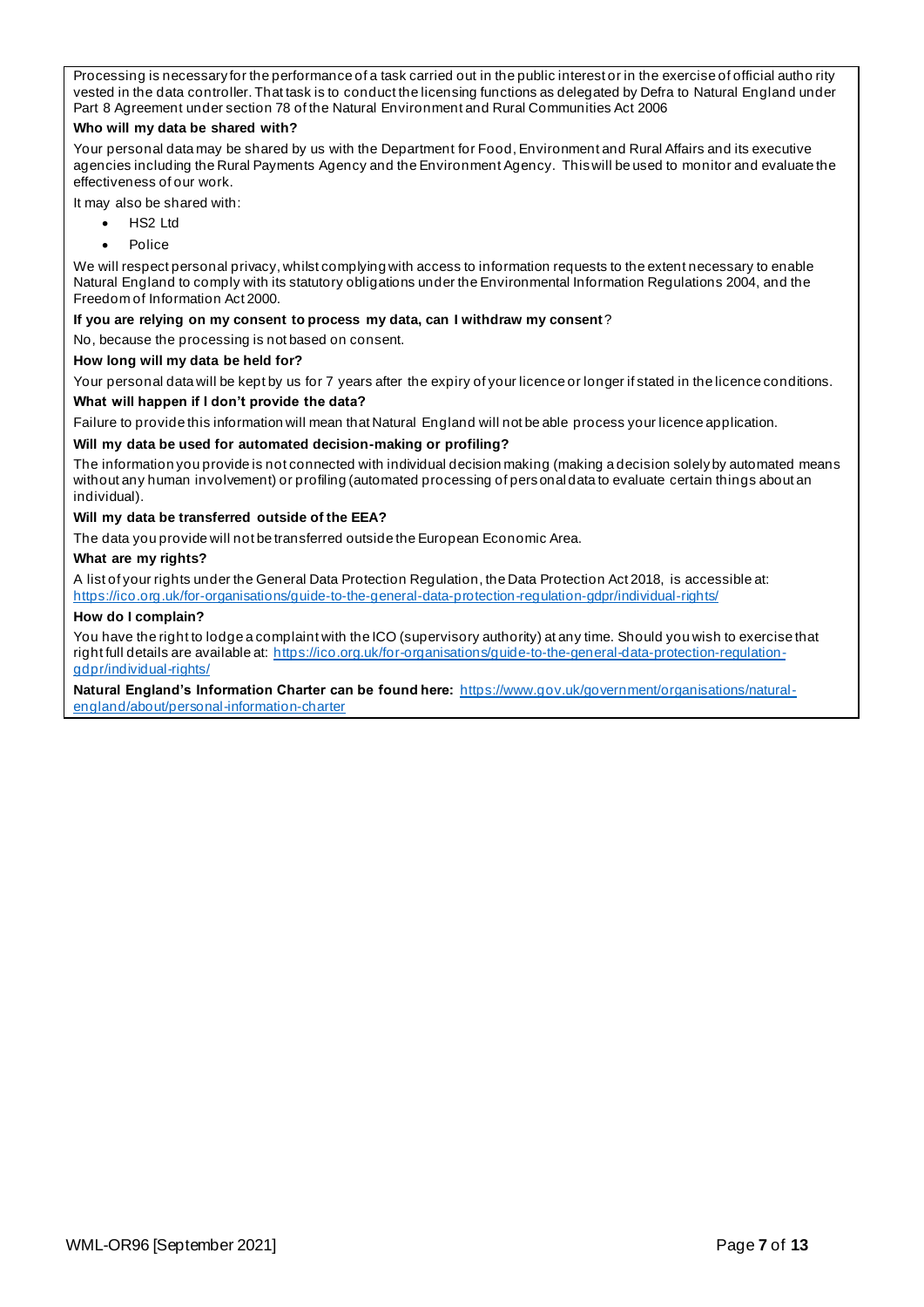Processing is necessary for the performance of a task carried out in the public interest or in the exercise of official authority vested in the data controller. That task is to conduct the licensing functions as delegated by Defra to Natural England under Part 8 Agreement under section 78 of the Natural Environment and Rural Communities Act 2006

**Who will my data be shared with?**

Your personal data may be shared by us with the Department for Food, Environment and Rural Affairs and its executive agencies including the Rural Payments Agency and the Environment Agency. This will be used to monitor and evaluate the effectiveness of our work.

It may also be shared with:

- HS2 Ltd
- Police

We will respect personal privacy, whilst complying with access to information requests to the extent necessary to enable Natural England to comply with its statutory obligations under the Environmental Information Regulations 2004, and the Freedom of Information Act 2000.

**If you are relying on my consent to process my data, can I withdraw my consent**?

No, because the processing is not based on consent.

**How long will my data be held for?**

Your personal data will be kept by us for 7 years after the expiry of your licence or longer if stated in the licence conditions.

**What will happen if I don't provide the data?**

Failure to provide this information will mean that Natural England will not be able process your licence application.

**Will my data be used for automated decision-making or profiling?**

The information you provide is not connected with individual decision making (making a decision solely by automated means without any human involvement) or profiling (automated processing of personal data to evaluate certain things about an individual).

**Will my data be transferred outside of the EEA?**

The data you provide will not be transferred outside the European Economic Area.

**What are my rights?**

A list of your rights under the General Data Protection Regulation, the Data Protection Act 2018, is accessible at: https://ico.org.uk/for-organisations/guide-to-the-general-data-protection-regulation-gdpr/individual-rights/

**How do I complain?**

You have the right to lodge a complaint with the ICO (supervisory authority) at any time. Should you wish to exercise that right full details are available at: https://ico.org.uk/for-organisations/guide-to-the-general-data-protection-regulation-gdpr/individual-rights/

**Natural England's Information Charter can be found here:** https://www.gov.uk/government/organisations/natural-england/about/personal-information-charter

WML-OR96 [September 2021]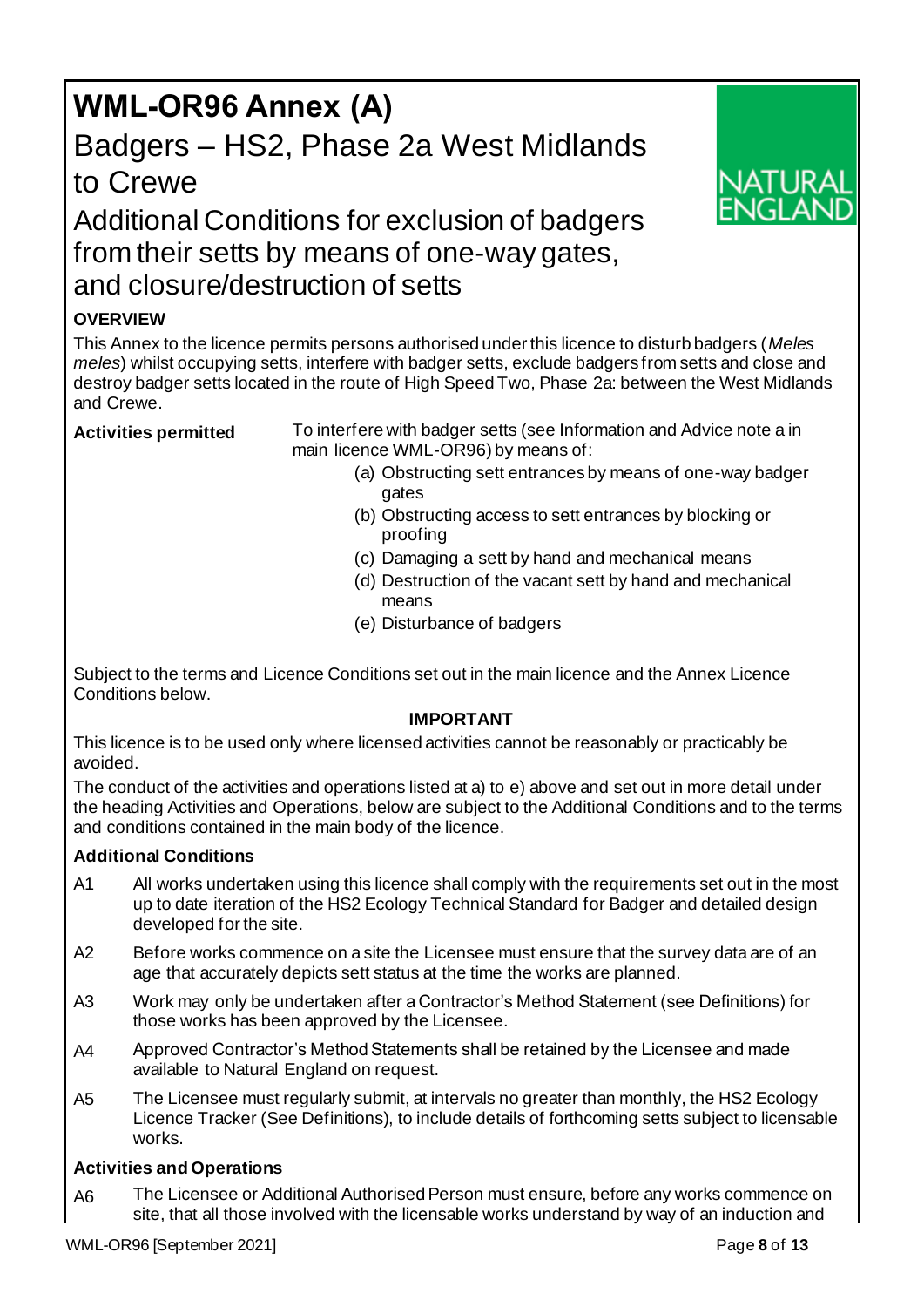# WML-OR96 Annex (A)

## Badgers – HS2, Phase 2a West Midlands to Crewe

## Additional Conditions for exclusion of badgers from their setts by means of one-way gates, and closure/destruction of setts

### OVERVIEW

This Annex to the licence permits persons authorised under this licence to disturb badgers (*Meles meles*) whilst occupying setts, interfere with badger setts, exclude badgers from setts and close and destroy badger setts located in the route of High Speed Two, Phase 2a: between the West Midlands and Crewe.

**Activities permitted**

To interfere with badger setts (see Information and Advice note a in main licence WML-OR96) by means of:

(a) Obstructing sett entrances by means of one-way badger gates
(b) Obstructing access to sett entrances by blocking or proofing
(c) Damaging a sett by hand and mechanical means
(d) Destruction of the vacant sett by hand and mechanical means
(e) Disturbance of badgers

Subject to the terms and Licence Conditions set out in the main licence and the Annex Licence Conditions below.

**IMPORTANT**

This licence is to be used only where licensed activities cannot be reasonably or practicably be avoided.

The conduct of the activities and operations listed at a) to e) above and set out in more detail under the heading Activities and Operations, below are subject to the Additional Conditions and to the terms and conditions contained in the main body of the licence.

### Additional Conditions

A1 All works undertaken using this licence shall comply with the requirements set out in the most up to date iteration of the HS2 Ecology Technical Standard for Badger and detailed design developed for the site.

A2 Before works commence on a site the Licensee must ensure that the survey data are of an age that accurately depicts sett status at the time the works are planned.

A3 Work may only be undertaken after a Contractor's Method Statement (see Definitions) for those works has been approved by the Licensee.

A4 Approved Contractor's Method Statements shall be retained by the Licensee and made available to Natural England on request.

A5 The Licensee must regularly submit, at intervals no greater than monthly, the HS2 Ecology Licence Tracker (See Definitions), to include details of forthcoming setts subject to licensable works.

### Activities and Operations

A6 The Licensee or Additional Authorised Person must ensure, before any works commence on site, that all those involved with the licensable works understand by way of an induction and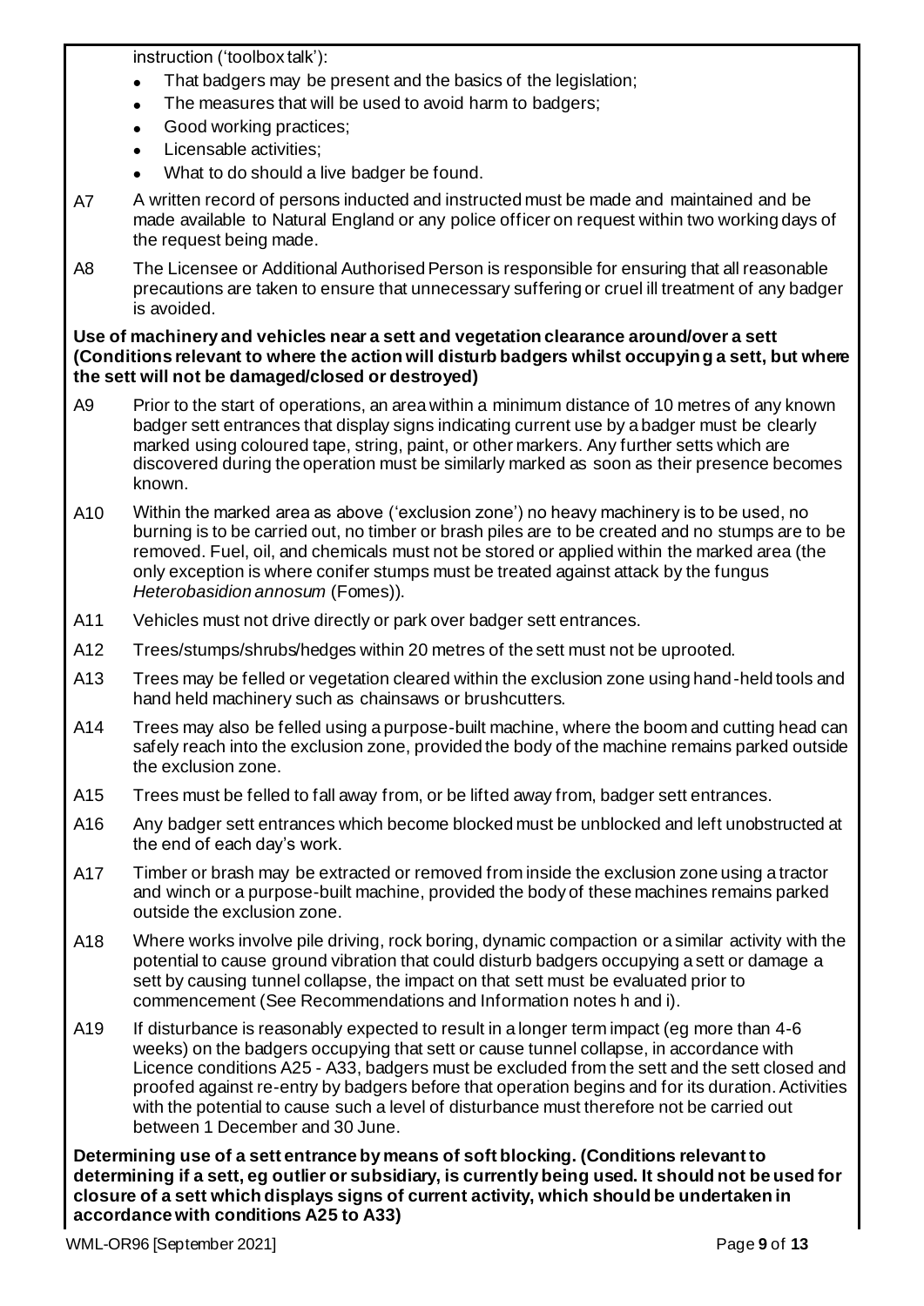instruction ('toolbox talk'):

- That badgers may be present and the basics of the legislation;
- The measures that will be used to avoid harm to badgers;
- Good working practices;
- Licensable activities;
- What to do should a live badger be found.

A7 A written record of persons inducted and instructed must be made and maintained and be made available to Natural England or any police officer on request within two working days of the request being made.

A8 The Licensee or Additional Authorised Person is responsible for ensuring that all reasonable precautions are taken to ensure that unnecessary suffering or cruel ill treatment of any badger is avoided.

**Use of machinery and vehicles near a sett and vegetation clearance around/over a sett (Conditions relevant to where the action will disturb badgers whilst occupying a sett, but where the sett will not be damaged/closed or destroyed)**

A9 Prior to the start of operations, an area within a minimum distance of 10 metres of any known badger sett entrances that display signs indicating current use by a badger must be clearly marked using coloured tape, string, paint, or other markers. Any further setts which are discovered during the operation must be similarly marked as soon as their presence becomes known.

A10 Within the marked area as above ('exclusion zone') no heavy machinery is to be used, no burning is to be carried out, no timber or brash piles are to be created and no stumps are to be removed. Fuel, oil, and chemicals must not be stored or applied within the marked area (the only exception is where conifer stumps must be treated against attack by the fungus *Heterobasidion annosum* (Fomes)).

A11 Vehicles must not drive directly or park over badger sett entrances.

A12 Trees/stumps/shrubs/hedges within 20 metres of the sett must not be uprooted.

A13 Trees may be felled or vegetation cleared within the exclusion zone using hand-held tools and hand held machinery such as chainsaws or brushcutters.

A14 Trees may also be felled using a purpose-built machine, where the boom and cutting head can safely reach into the exclusion zone, provided the body of the machine remains parked outside the exclusion zone.

A15 Trees must be felled to fall away from, or be lifted away from, badger sett entrances.

A16 Any badger sett entrances which become blocked must be unblocked and left unobstructed at the end of each day's work.

A17 Timber or brash may be extracted or removed from inside the exclusion zone using a tractor and winch or a purpose-built machine, provided the body of these machines remains parked outside the exclusion zone.

A18 Where works involve pile driving, rock boring, dynamic compaction or a similar activity with the potential to cause ground vibration that could disturb badgers occupying a sett or damage a sett by causing tunnel collapse, the impact on that sett must be evaluated prior to commencement (See Recommendations and Information notes h and i).

A19 If disturbance is reasonably expected to result in a longer term impact (eg more than 4-6 weeks) on the badgers occupying that sett or cause tunnel collapse, in accordance with Licence conditions A25 - A33, badgers must be excluded from the sett and the sett closed and proofed against re-entry by badgers before that operation begins and for its duration. Activities with the potential to cause such a level of disturbance must therefore not be carried out between 1 December and 30 June.

**Determining use of a sett entrance by means of soft blocking. (Conditions relevant to determining if a sett, eg outlier or subsidiary, is currently being used. It should not be used for closure of a sett which displays signs of current activity, which should be undertaken in accordance with conditions A25 to A33)**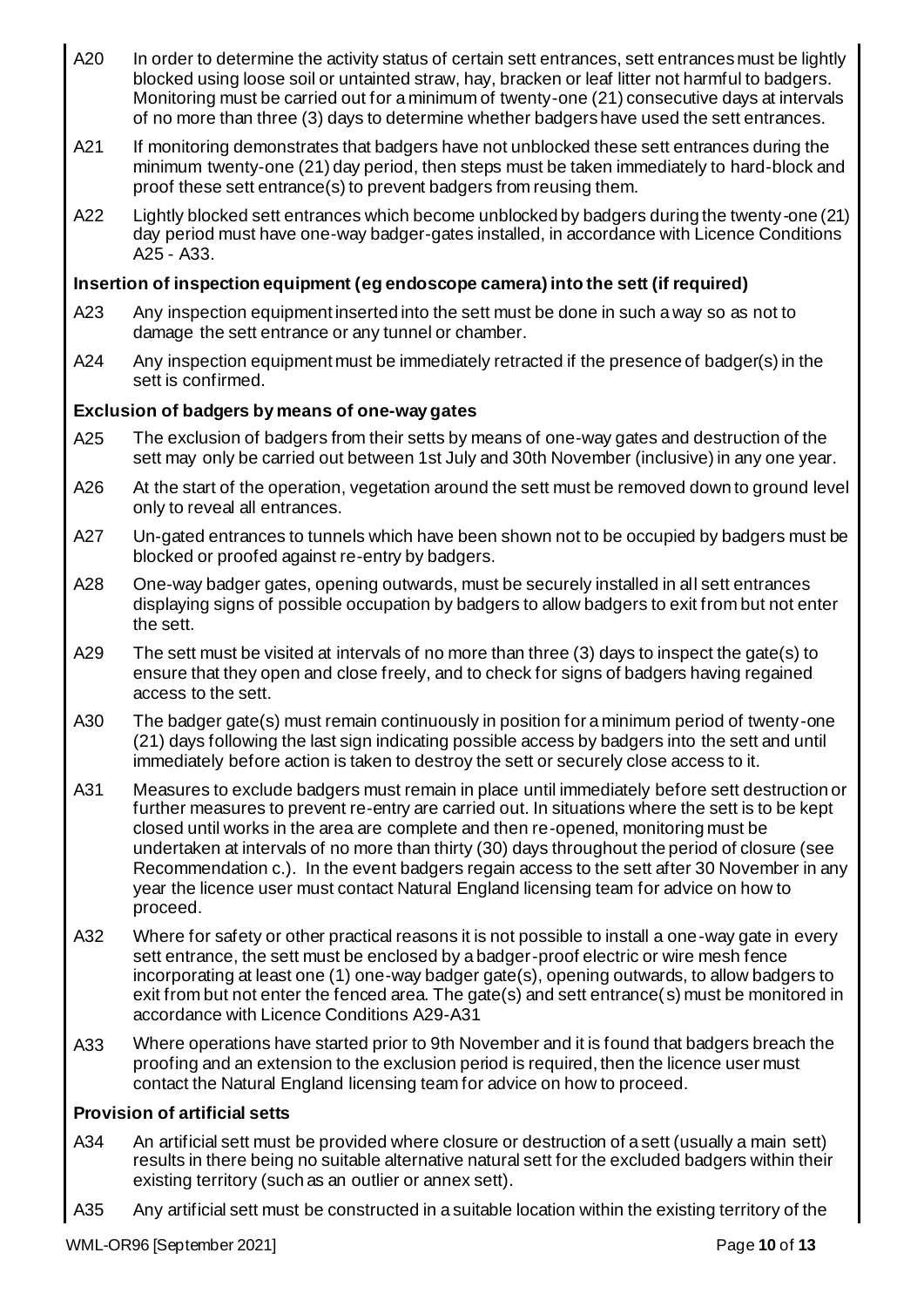A20 In order to determine the activity status of certain sett entrances, sett entrances must be lightly blocked using loose soil or untainted straw, hay, bracken or leaf litter not harmful to badgers. Monitoring must be carried out for a minimum of twenty-one (21) consecutive days at intervals of no more than three (3) days to determine whether badgers have used the sett entrances.

A21 If monitoring demonstrates that badgers have not unblocked these sett entrances during the minimum twenty-one (21) day period, then steps must be taken immediately to hard-block and proof these sett entrance(s) to prevent badgers from reusing them.

A22 Lightly blocked sett entrances which become unblocked by badgers during the twenty-one (21) day period must have one-way badger-gates installed, in accordance with Licence Conditions A25 - A33.

**Insertion of inspection equipment (eg endoscope camera) into the sett (if required)**

A23 Any inspection equipment inserted into the sett must be done in such a way so as not to damage the sett entrance or any tunnel or chamber.

A24 Any inspection equipment must be immediately retracted if the presence of badger(s) in the sett is confirmed.

**Exclusion of badgers by means of one-way gates**

A25 The exclusion of badgers from their setts by means of one-way gates and destruction of the sett may only be carried out between 1st July and 30th November (inclusive) in any one year.

A26 At the start of the operation, vegetation around the sett must be removed down to ground level only to reveal all entrances.

A27 Un-gated entrances to tunnels which have been shown not to be occupied by badgers must be blocked or proofed against re-entry by badgers.

A28 One-way badger gates, opening outwards, must be securely installed in all sett entrances displaying signs of possible occupation by badgers to allow badgers to exit from but not enter the sett.

A29 The sett must be visited at intervals of no more than three (3) days to inspect the gate(s) to ensure that they open and close freely, and to check for signs of badgers having regained access to the sett.

A30 The badger gate(s) must remain continuously in position for a minimum period of twenty-one (21) days following the last sign indicating possible access by badgers into the sett and until immediately before action is taken to destroy the sett or securely close access to it.

A31 Measures to exclude badgers must remain in place until immediately before sett destruction or further measures to prevent re-entry are carried out. In situations where the sett is to be kept closed until works in the area are complete and then re-opened, monitoring must be undertaken at intervals of no more than thirty (30) days throughout the period of closure (see Recommendation c.). In the event badgers regain access to the sett after 30 November in any year the licence user must contact Natural England licensing team for advice on how to proceed.

A32 Where for safety or other practical reasons it is not possible to install a one-way gate in every sett entrance, the sett must be enclosed by a badger-proof electric or wire mesh fence incorporating at least one (1) one-way badger gate(s), opening outwards, to allow badgers to exit from but not enter the fenced area. The gate(s) and sett entrance(s) must be monitored in accordance with Licence Conditions A29-A31

A33 Where operations have started prior to 9th November and it is found that badgers breach the proofing and an extension to the exclusion period is required, then the licence user must contact the Natural England licensing team for advice on how to proceed.

**Provision of artificial setts**

A34 An artificial sett must be provided where closure or destruction of a sett (usually a main sett) results in there being no suitable alternative natural sett for the excluded badgers within their existing territory (such as an outlier or annex sett).

A35 Any artificial sett must be constructed in a suitable location within the existing territory of the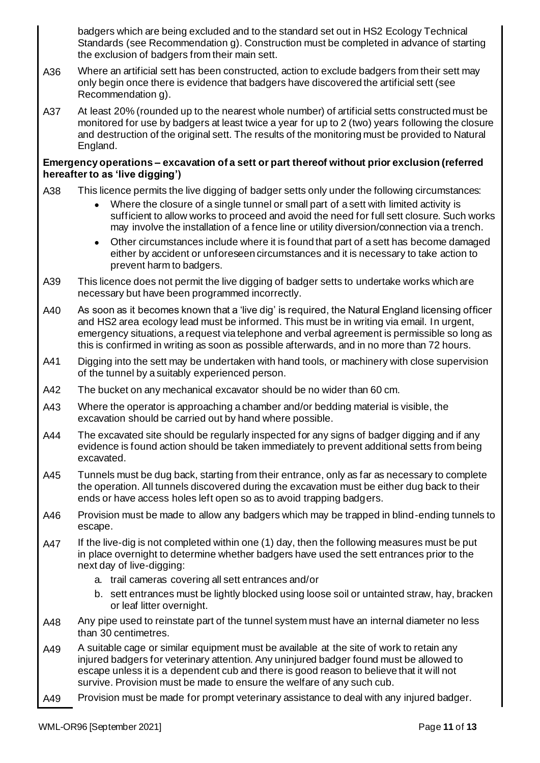badgers which are being excluded and to the standard set out in HS2 Ecology Technical Standards (see Recommendation g). Construction must be completed in advance of starting the exclusion of badgers from their main sett.

A36 Where an artificial sett has been constructed, action to exclude badgers from their sett may only begin once there is evidence that badgers have discovered the artificial sett (see Recommendation g).

A37 At least 20% (rounded up to the nearest whole number) of artificial setts constructed must be monitored for use by badgers at least twice a year for up to 2 (two) years following the closure and destruction of the original sett. The results of the monitoring must be provided to Natural England.

**Emergency operations – excavation of a sett or part thereof without prior exclusion (referred hereafter to as 'live digging')**

A38 This licence permits the live digging of badger setts only under the following circumstances:

- Where the closure of a single tunnel or small part of a sett with limited activity is sufficient to allow works to proceed and avoid the need for full sett closure. Such works may involve the installation of a fence line or utility diversion/connection via a trench.
- Other circumstances include where it is found that part of a sett has become damaged either by accident or unforeseen circumstances and it is necessary to take action to prevent harm to badgers.

A39 This licence does not permit the live digging of badger setts to undertake works which are necessary but have been programmed incorrectly.

A40 As soon as it becomes known that a 'live dig' is required, the Natural England licensing officer and HS2 area ecology lead must be informed. This must be in writing via email. In urgent, emergency situations, a request via telephone and verbal agreement is permissible so long as this is confirmed in writing as soon as possible afterwards, and in no more than 72 hours.

A41 Digging into the sett may be undertaken with hand tools, or machinery with close supervision of the tunnel by a suitably experienced person.

A42 The bucket on any mechanical excavator should be no wider than 60 cm.

A43 Where the operator is approaching a chamber and/or bedding material is visible, the excavation should be carried out by hand where possible.

A44 The excavated site should be regularly inspected for any signs of badger digging and if any evidence is found action should be taken immediately to prevent additional setts from being excavated.

A45 Tunnels must be dug back, starting from their entrance, only as far as necessary to complete the operation. All tunnels discovered during the excavation must be either dug back to their ends or have access holes left open so as to avoid trapping badgers.

A46 Provision must be made to allow any badgers which may be trapped in blind-ending tunnels to escape.

A47 If the live-dig is not completed within one (1) day, then the following measures must be put in place overnight to determine whether badgers have used the sett entrances prior to the next day of live-digging:

a. trail cameras covering all sett entrances and/or
b. sett entrances must be lightly blocked using loose soil or untainted straw, hay, bracken or leaf litter overnight.

A48 Any pipe used to reinstate part of the tunnel system must have an internal diameter no less than 30 centimetres.

A49 A suitable cage or similar equipment must be available at the site of work to retain any injured badgers for veterinary attention. Any uninjured badger found must be allowed to escape unless it is a dependent cub and there is good reason to believe that it will not survive. Provision must be made to ensure the welfare of any such cub.

A49 Provision must be made for prompt veterinary assistance to deal with any injured badger.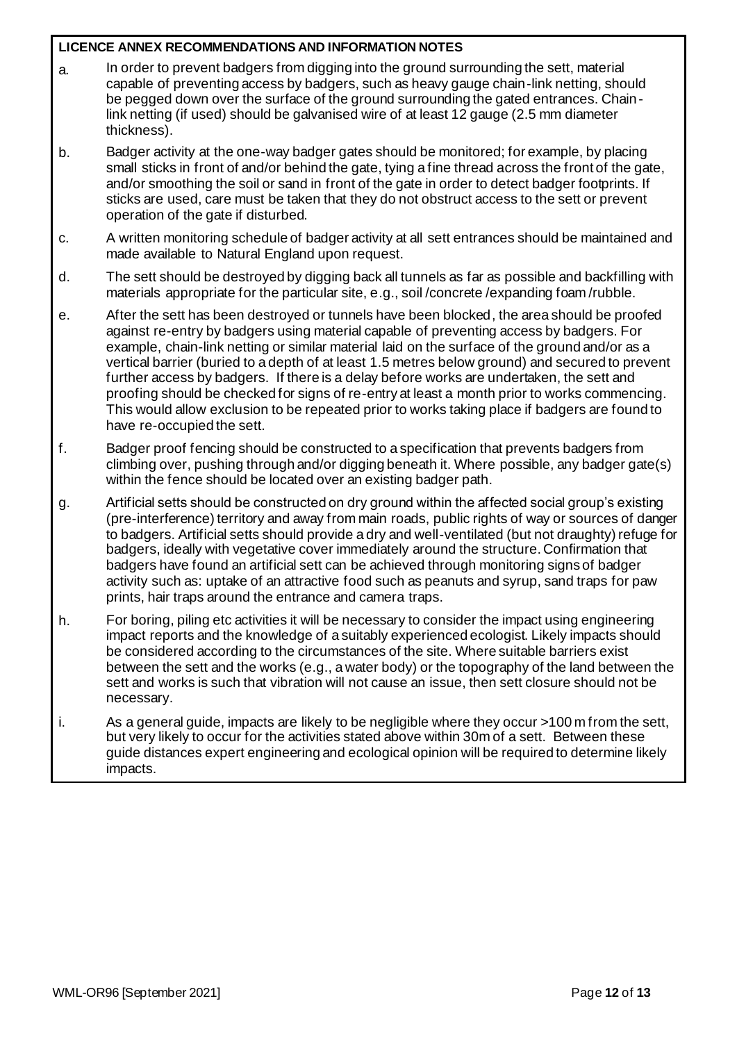**LICENCE ANNEX RECOMMENDATIONS AND INFORMATION NOTES**

a. In order to prevent badgers from digging into the ground surrounding the sett, material capable of preventing access by badgers, such as heavy gauge chain-link netting, should be pegged down over the surface of the ground surrounding the gated entrances. Chain-link netting (if used) should be galvanised wire of at least 12 gauge (2.5 mm diameter thickness).

b. Badger activity at the one-way badger gates should be monitored; for example, by placing small sticks in front of and/or behind the gate, tying a fine thread across the front of the gate, and/or smoothing the soil or sand in front of the gate in order to detect badger footprints. If sticks are used, care must be taken that they do not obstruct access to the sett or prevent operation of the gate if disturbed.

c. A written monitoring schedule of badger activity at all sett entrances should be maintained and made available to Natural England upon request.

d. The sett should be destroyed by digging back all tunnels as far as possible and backfilling with materials appropriate for the particular site, e.g., soil /concrete /expanding foam /rubble.

e. After the sett has been destroyed or tunnels have been blocked, the area should be proofed against re-entry by badgers using material capable of preventing access by badgers. For example, chain-link netting or similar material laid on the surface of the ground and/or as a vertical barrier (buried to a depth of at least 1.5 metres below ground) and secured to prevent further access by badgers. If there is a delay before works are undertaken, the sett and proofing should be checked for signs of re-entry at least a month prior to works commencing. This would allow exclusion to be repeated prior to works taking place if badgers are found to have re-occupied the sett.

f. Badger proof fencing should be constructed to a specification that prevents badgers from climbing over, pushing through and/or digging beneath it. Where possible, any badger gate(s) within the fence should be located over an existing badger path.

g. Artificial setts should be constructed on dry ground within the affected social group's existing (pre-interference) territory and away from main roads, public rights of way or sources of danger to badgers. Artificial setts should provide a dry and well-ventilated (but not draughty) refuge for badgers, ideally with vegetative cover immediately around the structure. Confirmation that badgers have found an artificial sett can be achieved through monitoring signs of badger activity such as: uptake of an attractive food such as peanuts and syrup, sand traps for paw prints, hair traps around the entrance and camera traps.

h. For boring, piling etc activities it will be necessary to consider the impact using engineering impact reports and the knowledge of a suitably experienced ecologist. Likely impacts should be considered according to the circumstances of the site. Where suitable barriers exist between the sett and the works (e.g., a water body) or the topography of the land between the sett and works is such that vibration will not cause an issue, then sett closure should not be necessary.

i. As a general guide, impacts are likely to be negligible where they occur >100 m from the sett, but very likely to occur for the activities stated above within 30m of a sett. Between these guide distances expert engineering and ecological opinion will be required to determine likely impacts.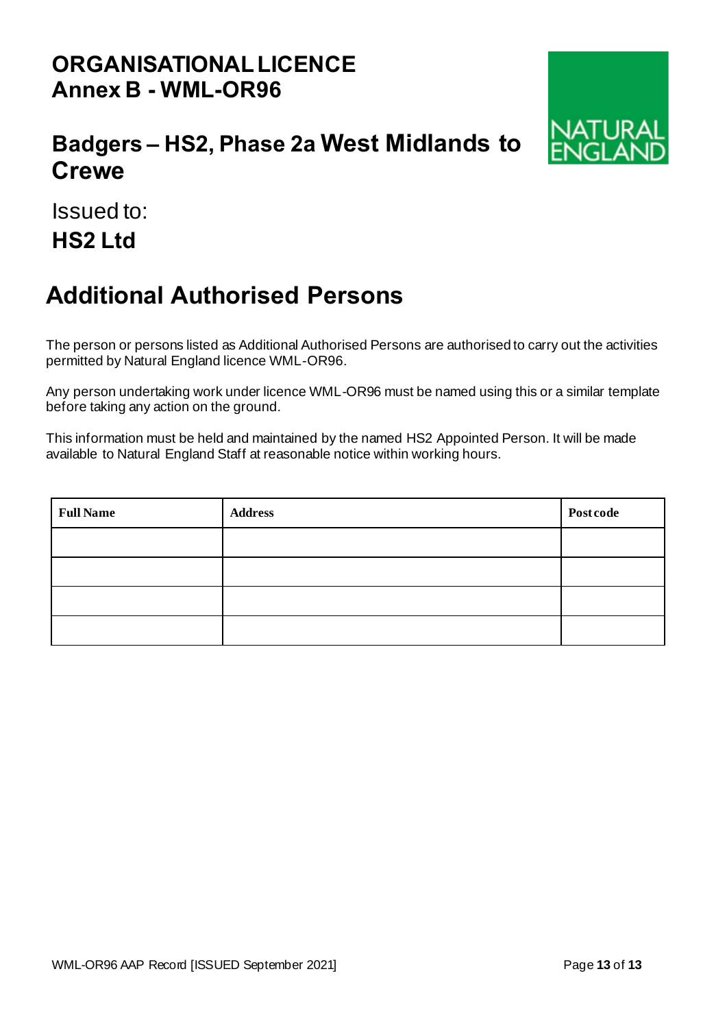**ORGANISATIONAL LICENCE**
**Annex B - WML-OR96**

## Badgers – HS2, Phase 2a West Midlands to Crewe

Issued to:
**HS2 Ltd**

# Additional Authorised Persons

The person or persons listed as Additional Authorised Persons are authorised to carry out the activities permitted by Natural England licence WML-OR96.

Any person undertaking work under licence WML-OR96 must be named using this or a similar template before taking any action on the ground.

This information must be held and maintained by the named HS2 Appointed Person. It will be made available to Natural England Staff at reasonable notice within working hours.

| Full Name | Address | Post code |
|---|---|---|
| | | |
| | | |
| | | |
| | | |